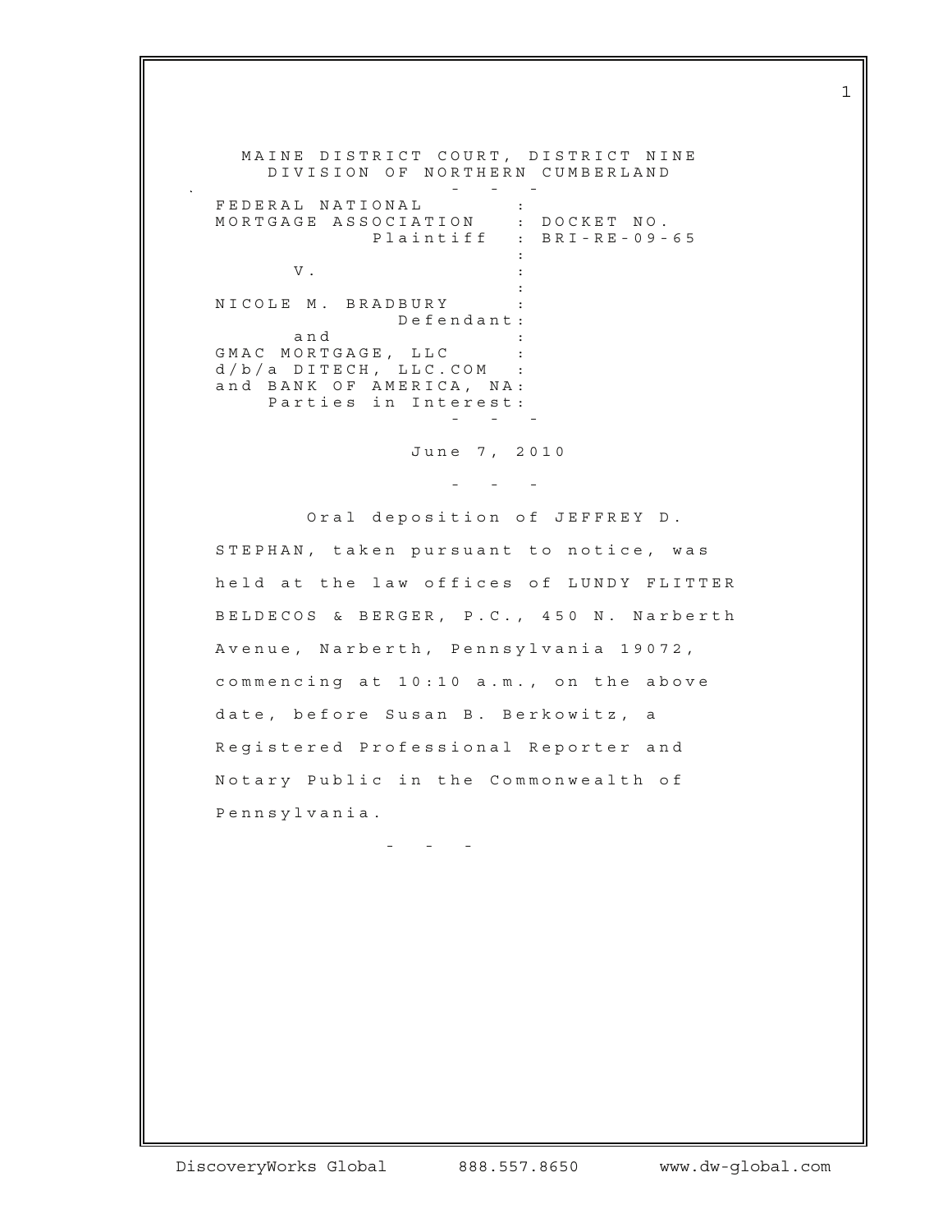MAINE DISTRICT COURT, DISTRICT NINE
DIVISION OF NORTHERN CUMBERLAND

\- - -

FEDERAL NATIONAL MORTGAGE ASSOCIATION, Plaintiff : DOCKET NO. BRI-RE-09-65

V.

NICOLE M. BRADBURY, Defendant

and

GMAC MORTGAGE, LLC d/b/a DITECH, LLC.COM and BANK OF AMERICA, NA: Parties in Interest

\- - -

June 7, 2010

\- - -

Oral deposition of JEFFREY D. STEPHAN, taken pursuant to notice, was held at the law offices of LUNDY FLITTER BELDECOS & BERGER, P.C., 450 N. Narberth Avenue, Narberth, Pennsylvania 19072, commencing at 10:10 a.m., on the above date, before Susan B. Berkowitz, a Registered Professional Reporter and Notary Public in the Commonwealth of Pennsylvania.

\- - -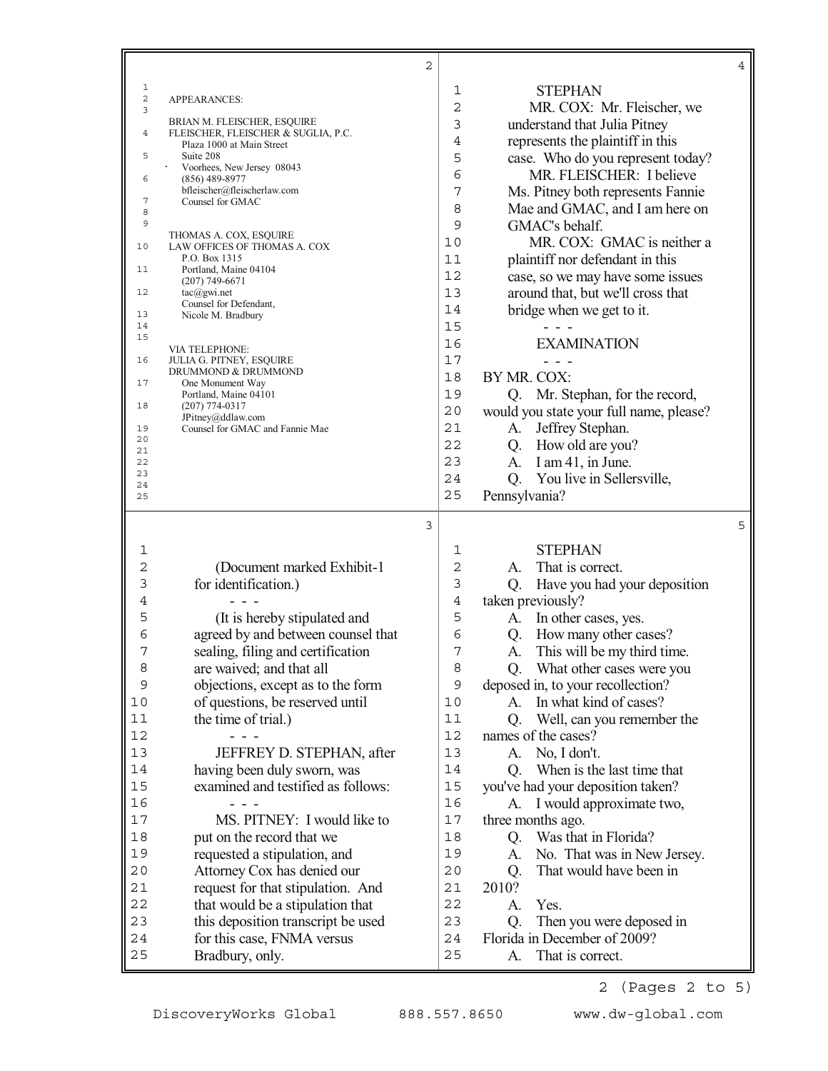APPEARANCES:

BRIAN M. FLEISCHER, ESQUIRE
FLEISCHER, FLEISCHER & SUGLIA, P.C.
Plaza 1000 at Main Street
Suite 208
Voorhees, New Jersey 08043
(856) 489-8977
bfleischer@fleischerlaw.com
Counsel for GMAC

THOMAS A. COX, ESQUIRE
LAW OFFICES OF THOMAS A. COX
P.O. Box 1315
Portland, Maine 04104
(207) 749-6671
tac@gwi.net
Counsel for Defendant,
Nicole M. Bradbury

VIA TELEPHONE:
JULIA G. PITNEY, ESQUIRE
DRUMMOND & DRUMMOND
One Monument Way
Portland, Maine 04101
(207) 774-0317
JPitney@ddlaw.com
Counsel for GMAC and Fannie Mae

(Document marked Exhibit-1 for identification.)

\- - -

(It is hereby stipulated and agreed by and between counsel that sealing, filing and certification are waived; and that all objections, except as to the form of questions, be reserved until the time of trial.)

\- - -

JEFFREY D. STEPHAN, after having been duly sworn, was examined and testified as follows:

\- - -

MS. PITNEY: I would like to put on the record that we requested a stipulation, and Attorney Cox has denied our request for that stipulation. And that would be a stipulation that this deposition transcript be used for this case, FNMA versus Bradbury, only.

MR. COX: Mr. Fleischer, we understand that Julia Pitney represents the plaintiff in this case. Who do you represent today?

MR. FLEISCHER: I believe Ms. Pitney both represents Fannie Mae and GMAC, and I am here on GMAC's behalf.

MR. COX: GMAC is neither a plaintiff nor defendant in this case, so we may have some issues around that, but we'll cross that bridge when we get to it.

\- - -

EXAMINATION

\- - -

BY MR. COX:

Q. Mr. Stephan, for the record, would you state your full name, please?

A. Jeffrey Stephan.

Q. How old are you?

A. I am 41, in June.

Q. You live in Sellersville, Pennsylvania?

A. That is correct.

Q. Have you had your deposition taken previously?

A. In other cases, yes.

Q. How many other cases?

A. This will be my third time.

Q. What other cases were you deposed in, to your recollection?

A. In what kind of cases?

Q. Well, can you remember the names of the cases?

A. No, I don't.

Q. When is the last time that you've had your deposition taken?

A. I would approximate two, three months ago.

Q. Was that in Florida?

A. No. That was in New Jersey.

Q. That would have been in 2010?

A. Yes.

Q. Then you were deposed in Florida in December of 2009?

A. That is correct.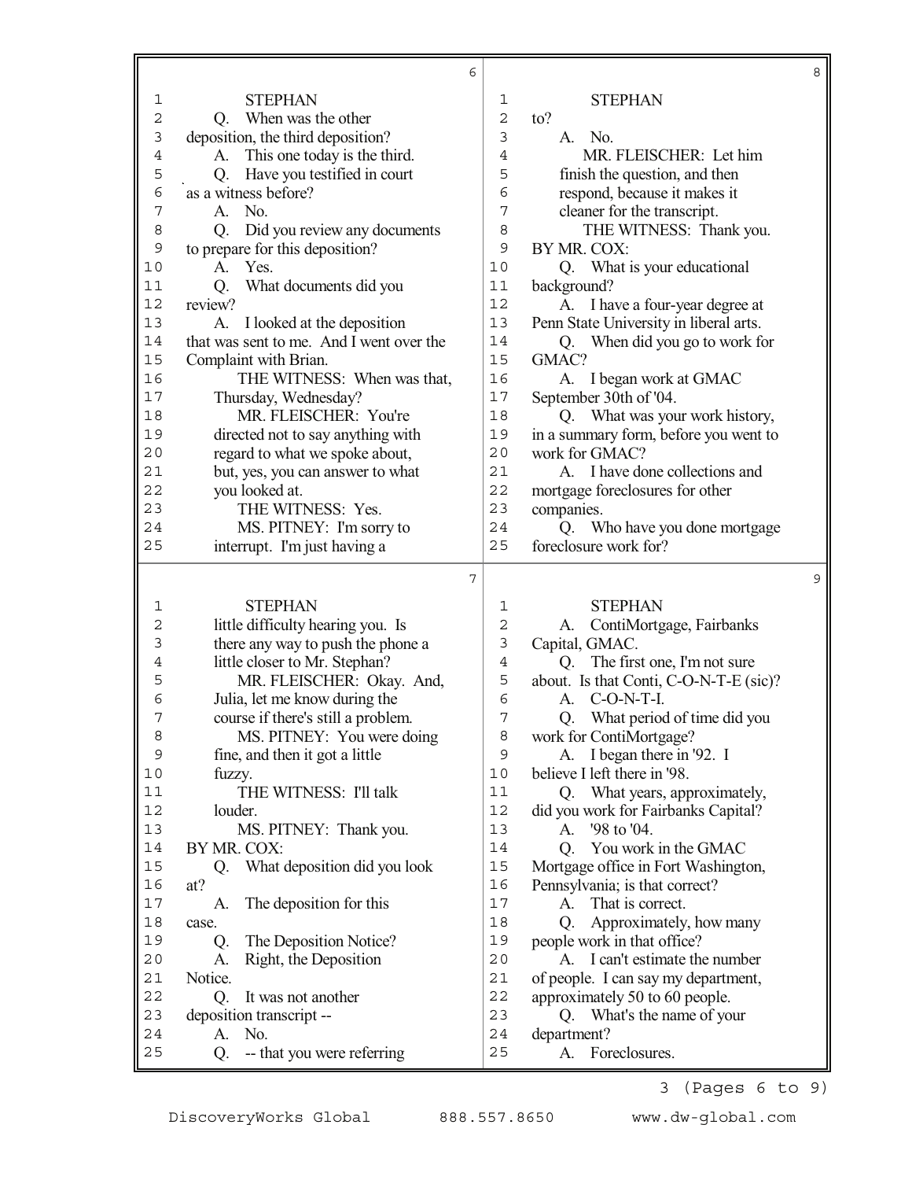STEPHAN

Q. When was the other deposition, the third deposition?

A. This one today is the third.

Q. Have you testified in court as a witness before?

A. No.

Q. Did you review any documents to prepare for this deposition?

A. Yes.

Q. What documents did you review?

A. I looked at the deposition that was sent to me. And I went over the Complaint with Brian.

THE WITNESS: When was that, Thursday, Wednesday?

MR. FLEISCHER: You're directed not to say anything with regard to what we spoke about, but, yes, you can answer to what you looked at.

THE WITNESS: Yes.

MS. PITNEY: I'm sorry to interrupt. I'm just having a little difficulty hearing you. Is there any way to push the phone a little closer to Mr. Stephan?

MR. FLEISCHER: Okay. And, Julia, let me know during the course if there's still a problem.

MS. PITNEY: You were doing fine, and then it got a little fuzzy.

THE WITNESS: I'll talk louder.

MS. PITNEY: Thank you.

BY MR. COX:

Q. What deposition did you look at?

A. The deposition for this case.

Q. The Deposition Notice?

A. Right, the Deposition Notice.

Q. It was not another deposition transcript --

A. No.

Q. -- that you were referring to?

A. No.

MR. FLEISCHER: Let him finish the question, and then respond, because it makes it cleaner for the transcript.

THE WITNESS: Thank you.

BY MR. COX:

Q. What is your educational background?

A. I have a four-year degree at Penn State University in liberal arts.

Q. When did you go to work for GMAC?

A. I began work at GMAC September 30th of '04.

Q. What was your work history, in a summary form, before you went to work for GMAC?

A. I have done collections and mortgage foreclosures for other companies.

Q. Who have you done mortgage foreclosure work for?

A. ContiMortgage, Fairbanks Capital, GMAC.

Q. The first one, I'm not sure about. Is that Conti, C-O-N-T-E (sic)?

A. C-O-N-T-I.

Q. What period of time did you work for ContiMortgage?

A. I began there in '92. I believe I left there in '98.

Q. What years, approximately, did you work for Fairbanks Capital?

A. '98 to '04.

Q. You work in the GMAC Mortgage office in Fort Washington, Pennsylvania; is that correct?

A. That is correct.

Q. Approximately, how many people work in that office?

A. I can't estimate the number of people. I can say my department, approximately 50 to 60 people.

Q. What's the name of your department?

A. Foreclosures.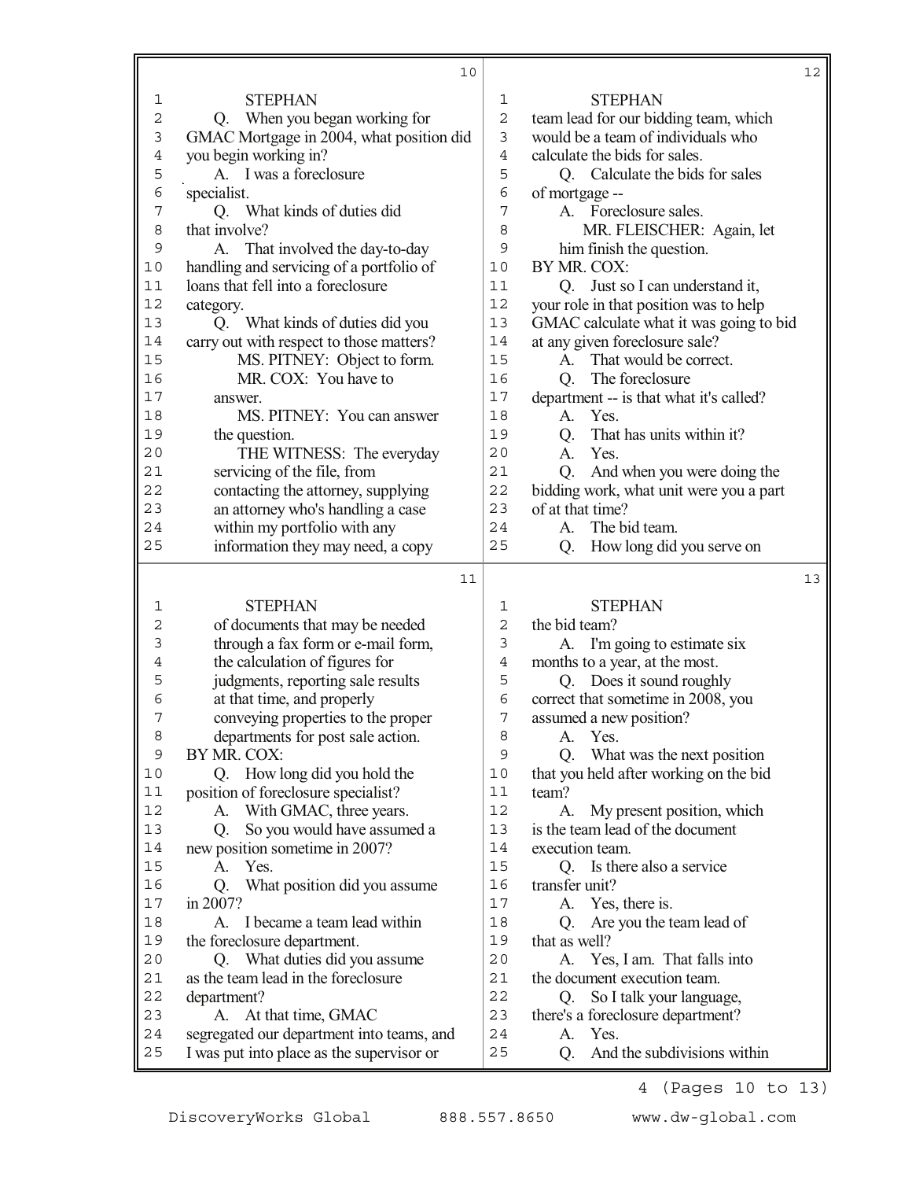STEPHAN

Q. When you began working for GMAC Mortgage in 2004, what position did you begin working in?

A. I was a foreclosure specialist.

Q. What kinds of duties did that involve?

A. That involved the day-to-day handling and servicing of a portfolio of loans that fell into a foreclosure category.

Q. What kinds of duties did you carry out with respect to those matters?

MS. PITNEY: Object to form.

MR. COX: You have to answer.

MS. PITNEY: You can answer the question.

THE WITNESS: The everyday servicing of the file, from contacting the attorney, supplying an attorney who's handling a case within my portfolio with any information they may need, a copy of documents that may be needed through a fax form or e-mail form, the calculation of figures for judgments, reporting sale results at that time, and properly conveying properties to the proper departments for post sale action.

BY MR. COX:

Q. How long did you hold the position of foreclosure specialist?

A. With GMAC, three years.

Q. So you would have assumed a new position sometime in 2007?

A. Yes.

Q. What position did you assume in 2007?

A. I became a team lead within the foreclosure department.

Q. What duties did you assume as the team lead in the foreclosure department?

A. At that time, GMAC segregated our department into teams, and I was put into place as the supervisor or team lead for our bidding team, which would be a team of individuals who calculate the bids for sales.

Q. Calculate the bids for sales of mortgage --

A. Foreclosure sales.

MR. FLEISCHER: Again, let him finish the question.

BY MR. COX:

Q. Just so I can understand it, your role in that position was to help GMAC calculate what it was going to bid at any given foreclosure sale?

A. That would be correct.

Q. The foreclosure department -- is that what it's called?

A. Yes.

Q. That has units within it?

A. Yes.

Q. And when you were doing the bidding work, what unit were you a part of at that time?

A. The bid team.

Q. How long did you serve on the bid team?

A. I'm going to estimate six months to a year, at the most.

Q. Does it sound roughly correct that sometime in 2008, you assumed a new position?

A. Yes.

Q. What was the next position that you held after working on the bid team?

A. My present position, which is the team lead of the document execution team.

Q. Is there also a service transfer unit?

A. Yes, there is.

Q. Are you the team lead of that as well?

A. Yes, I am. That falls into the document execution team.

Q. So I talk your language, there's a foreclosure department?

A. Yes.

Q. And the subdivisions within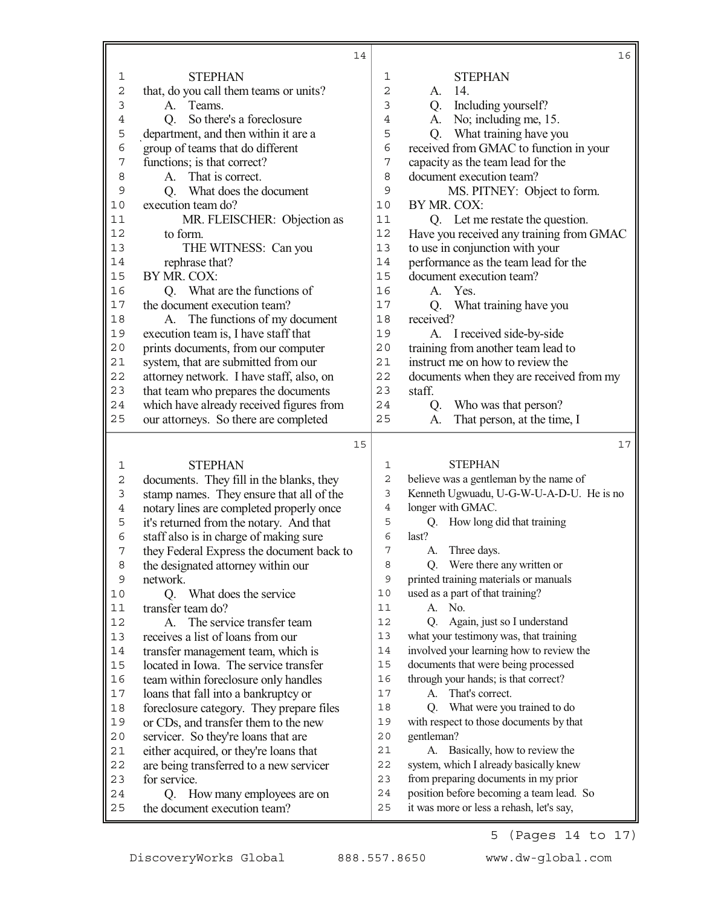STEPHAN

that, do you call them teams or units?

A. Teams.

Q. So there's a foreclosure department, and then within it are a group of teams that do different functions; is that correct?

A. That is correct.

Q. What does the document execution team do?

MR. FLEISCHER: Objection as to form.

THE WITNESS: Can you rephrase that?

BY MR. COX:

Q. What are the functions of the document execution team?

A. The functions of my document execution team is, I have staff that prints documents, from our computer system, that are submitted from our attorney network. I have staff, also, on that team who prepares the documents which have already received figures from our attorneys. So there are completed documents. They fill in the blanks, they stamp names. They ensure that all of the notary lines are completed properly once it's returned from the notary. And that staff also is in charge of making sure they Federal Express the document back to the designated attorney within our network.

Q. What does the service transfer team do?

A. The service transfer team receives a list of loans from our transfer management team, which is located in Iowa. The service transfer team within foreclosure only handles loans that fall into a bankruptcy or foreclosure category. They prepare files or CDs, and transfer them to the new servicer. So they're loans that are either acquired, or they're loans that are being transferred to a new servicer for service.

Q. How many employees are on the document execution team?

A. 14.

Q. Including yourself?

A. No; including me, 15.

Q. What training have you received from GMAC to function in your capacity as the team lead for the document execution team?

MS. PITNEY: Object to form.

BY MR. COX:

Q. Let me restate the question. Have you received any training from GMAC to use in conjunction with your performance as the team lead for the document execution team?

A. Yes.

Q. What training have you received?

A. I received side-by-side training from another team lead to instruct me on how to review the documents when they are received from my staff.

Q. Who was that person?

A. That person, at the time, I believe was a gentleman by the name of Kenneth Ugwuadu, U-G-W-U-A-D-U. He is no longer with GMAC.

Q. How long did that training last?

A. Three days.

Q. Were there any written or printed training materials or manuals used as a part of that training?

A. No.

Q. Again, just so I understand what your testimony was, that training involved your learning how to review the documents that were being processed through your hands; is that correct?

A. That's correct.

Q. What were you trained to do with respect to those documents by that gentleman?

A. Basically, how to review the system, which I already basically knew from preparing documents in my prior position before becoming a team lead. So it was more or less a rehash, let's say,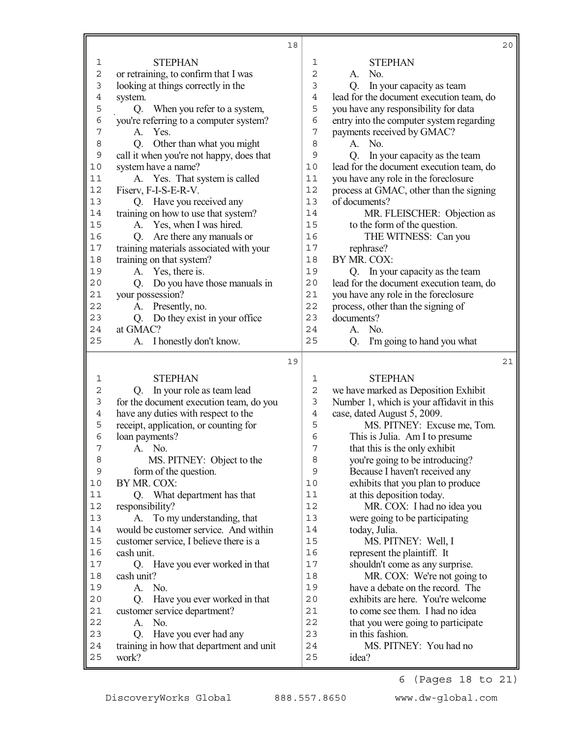STEPHAN

or retraining, to confirm that I was looking at things correctly in the system.

Q. When you refer to a system, you're referring to a computer system?

A. Yes.

Q. Other than what you might call it when you're not happy, does that system have a name?

A. Yes. That system is called Fiserv, F-I-S-E-R-V.

Q. Have you received any training on how to use that system?

A. Yes, when I was hired.

Q. Are there any manuals or training materials associated with your training on that system?

A. Yes, there is.

Q. Do you have those manuals in your possession?

A. Presently, no.

Q. Do they exist in your office at GMAC?

A. I honestly don't know.

STEPHAN

Q. In your role as team lead for the document execution team, do you have any duties with respect to the receipt, application, or counting for loan payments?

A. No.

MS. PITNEY: Object to the form of the question.

BY MR. COX:

Q. What department has that responsibility?

A. To my understanding, that would be customer service. And within customer service, I believe there is a cash unit.

Q. Have you ever worked in that cash unit?

A. No.

Q. Have you ever worked in that customer service department?

A. No.

Q. Have you ever had any training in how that department and unit work?

STEPHAN

A. No.

Q. In your capacity as team lead for the document execution team, do you have any responsibility for data entry into the computer system regarding payments received by GMAC?

A. No.

Q. In your capacity as the team lead for the document execution team, do you have any role in the foreclosure process at GMAC, other than the signing of documents?

MR. FLEISCHER: Objection as to the form of the question.

THE WITNESS: Can you rephrase?

BY MR. COX:

Q. In your capacity as the team lead for the document execution team, do you have any role in the foreclosure process, other than the signing of documents?

A. No.

Q. I'm going to hand you what

STEPHAN

we have marked as Deposition Exhibit Number 1, which is your affidavit in this case, dated August 5, 2009.

MS. PITNEY: Excuse me, Tom. This is Julia. Am I to presume that this is the only exhibit you're going to be introducing? Because I haven't received any exhibits that you plan to produce at this deposition today.

MR. COX: I had no idea you were going to be participating today, Julia.

MS. PITNEY: Well, I represent the plaintiff. It shouldn't come as any surprise.

MR. COX: We're not going to have a debate on the record. The exhibits are here. You're welcome to come see them. I had no idea that you were going to participate in this fashion.

MS. PITNEY: You had no idea?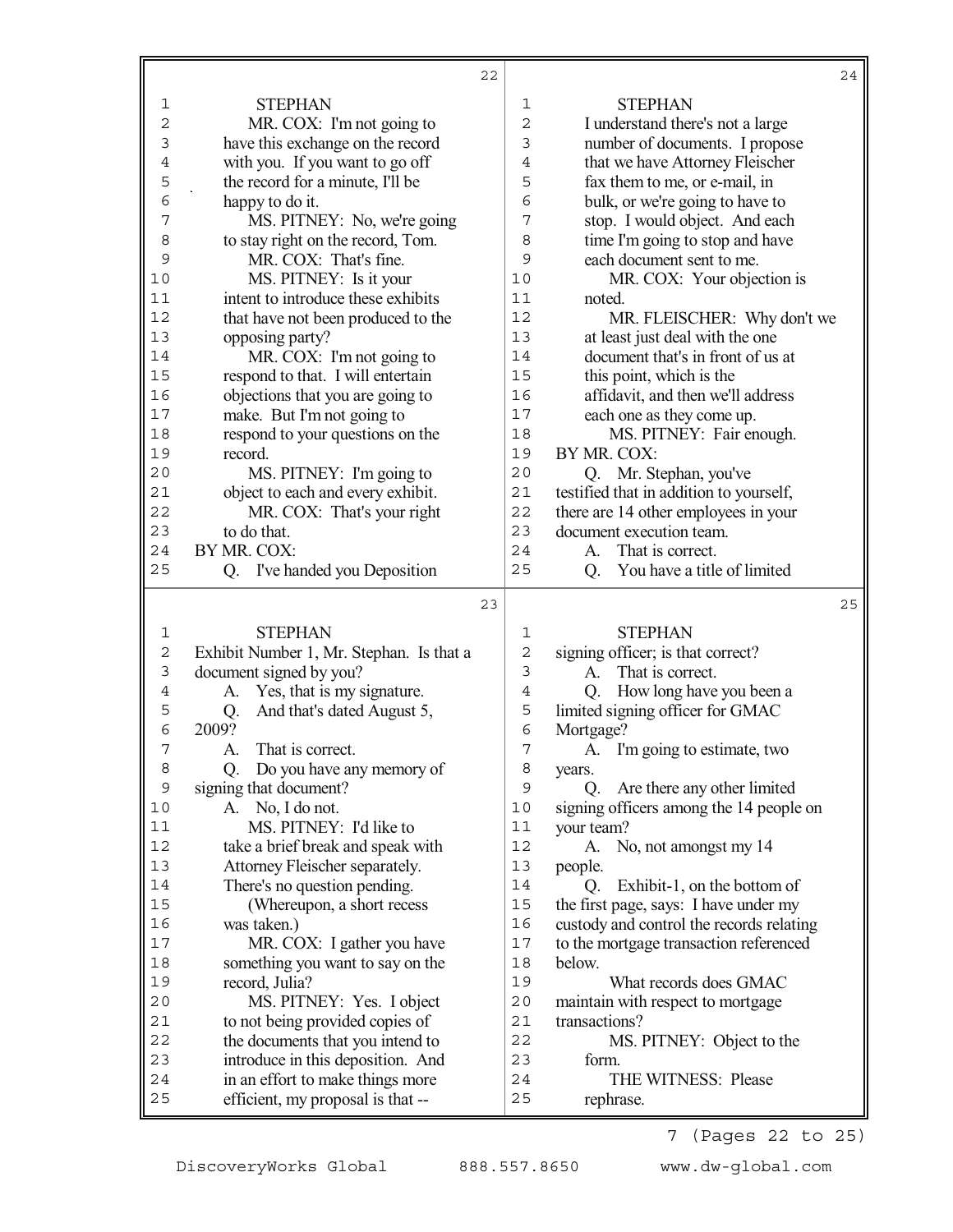STEPHAN

MR. COX: I'm not going to have this exchange on the record with you. If you want to go off the record for a minute, I'll be happy to do it.

MS. PITNEY: No, we're going to stay right on the record, Tom.

MR. COX: That's fine.

MS. PITNEY: Is it your intent to introduce these exhibits that have not been produced to the opposing party?

MR. COX: I'm not going to respond to that. I will entertain objections that you are going to make. But I'm not going to respond to your questions on the record.

MS. PITNEY: I'm going to object to each and every exhibit.

MR. COX: That's your right to do that.

BY MR. COX:

Q. I've handed you Deposition Exhibit Number 1, Mr. Stephan. Is that a document signed by you?

A. Yes, that is my signature.

Q. And that's dated August 5, 2009?

A. That is correct.

Q. Do you have any memory of signing that document?

A. No, I do not.

MS. PITNEY: I'd like to take a brief break and speak with Attorney Fleischer separately. There's no question pending.

(Whereupon, a short recess was taken.)

MR. COX: I gather you have something you want to say on the record, Julia?

MS. PITNEY: Yes. I object to not being provided copies of the documents that you intend to introduce in this deposition. And in an effort to make things more efficient, my proposal is that -- I understand there's not a large number of documents. I propose that we have Attorney Fleischer fax them to me, or e-mail, in bulk, or we're going to have to stop. I would object. And each time I'm going to stop and have each document sent to me.

MR. COX: Your objection is noted.

MR. FLEISCHER: Why don't we at least just deal with the one document that's in front of us at this point, which is the affidavit, and then we'll address each one as they come up.

MS. PITNEY: Fair enough.

BY MR. COX:

Q. Mr. Stephan, you've testified that in addition to yourself, there are 14 other employees in your document execution team.

A. That is correct.

Q. You have a title of limited signing officer; is that correct?

A. That is correct.

Q. How long have you been a limited signing officer for GMAC Mortgage?

A. I'm going to estimate, two years.

Q. Are there any other limited signing officers among the 14 people on your team?

A. No, not amongst my 14 people.

Q. Exhibit-1, on the bottom of the first page, says: I have under my custody and control the records relating to the mortgage transaction referenced below.

What records does GMAC maintain with respect to mortgage transactions?

MS. PITNEY: Object to the form.

THE WITNESS: Please rephrase.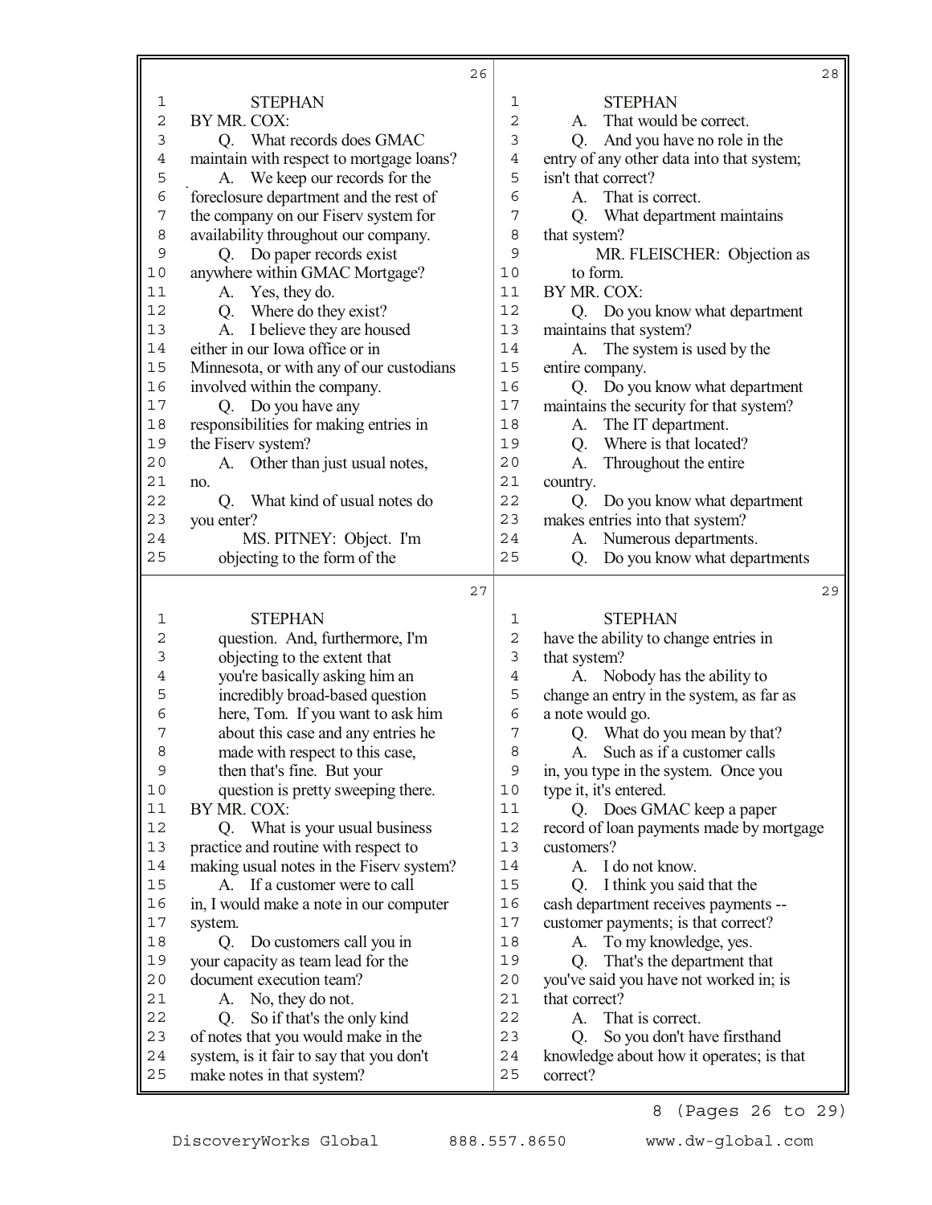STEPHAN

BY MR. COX:

Q. What records does GMAC maintain with respect to mortgage loans?

A. We keep our records for the foreclosure department and the rest of the company on our Fiserv system for availability throughout our company.

Q. Do paper records exist anywhere within GMAC Mortgage?

A. Yes, they do.

Q. Where do they exist?

A. I believe they are housed either in our Iowa office or in Minnesota, or with any of our custodians involved within the company.

Q. Do you have any responsibilities for making entries in the Fiserv system?

A. Other than just usual notes, no.

Q. What kind of usual notes do you enter?

MS. PITNEY: Object. I'm objecting to the form of the question. And, furthermore, I'm objecting to the extent that you're basically asking him an incredibly broad-based question here, Tom. If you want to ask him about this case and any entries he made with respect to this case, then that's fine. But your question is pretty sweeping there.

BY MR. COX:

Q. What is your usual business practice and routine with respect to making usual notes in the Fiserv system?

A. If a customer were to call in, I would make a note in our computer system.

Q. Do customers call you in your capacity as team lead for the document execution team?

A. No, they do not.

Q. So if that's the only kind of notes that you would make in the system, is it fair to say that you don't make notes in that system?

A. That would be correct.

Q. And you have no role in the entry of any other data into that system; isn't that correct?

A. That is correct.

Q. What department maintains that system?

MR. FLEISCHER: Objection as to form.

BY MR. COX:

Q. Do you know what department maintains that system?

A. The system is used by the entire company.

Q. Do you know what department maintains the security for that system?

A. The IT department.

Q. Where is that located?

A. Throughout the entire country.

Q. Do you know what department makes entries into that system?

A. Numerous departments.

Q. Do you know what departments have the ability to change entries in that system?

A. Nobody has the ability to change an entry in the system, as far as a note would go.

Q. What do you mean by that?

A. Such as if a customer calls in, you type in the system. Once you type it, it's entered.

Q. Does GMAC keep a paper record of loan payments made by mortgage customers?

A. I do not know.

Q. I think you said that the cash department receives payments -- customer payments; is that correct?

A. To my knowledge, yes.

Q. That's the department that you've said you have not worked in; is that correct?

A. That is correct.

Q. So you don't have firsthand knowledge about how it operates; is that correct?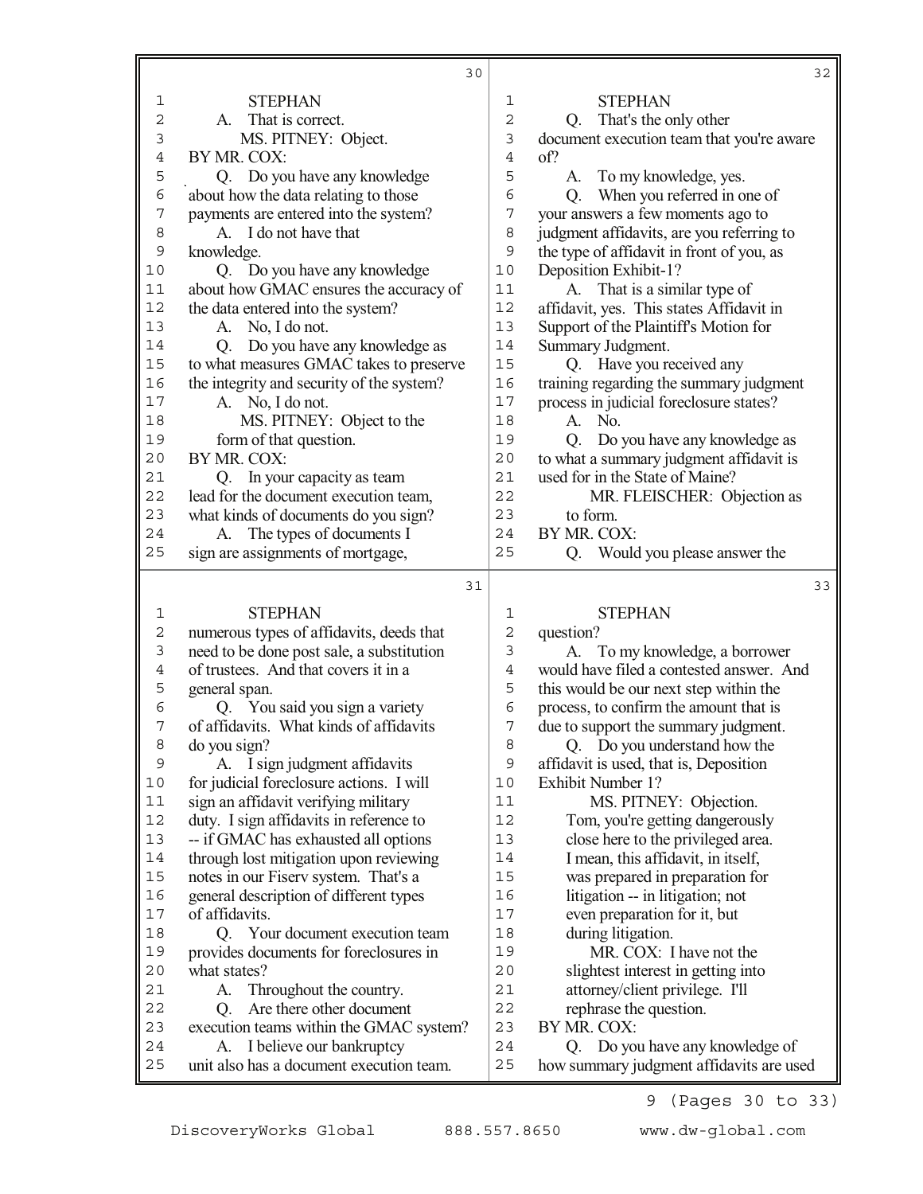STEPHAN

A. That is correct.

MS. PITNEY: Object.

BY MR. COX:

Q. Do you have any knowledge about how the data relating to those payments are entered into the system?

A. I do not have that knowledge.

Q. Do you have any knowledge about how GMAC ensures the accuracy of the data entered into the system?

A. No, I do not.

Q. Do you have any knowledge as to what measures GMAC takes to preserve the integrity and security of the system?

A. No, I do not.

MS. PITNEY: Object to the form of that question.

BY MR. COX:

Q. In your capacity as team lead for the document execution team, what kinds of documents do you sign?

A. The types of documents I sign are assignments of mortgage, numerous types of affidavits, deeds that need to be done post sale, a substitution of trustees. And that covers it in a general span.

Q. You said you sign a variety of affidavits. What kinds of affidavits do you sign?

A. I sign judgment affidavits for judicial foreclosure actions. I will sign an affidavit verifying military duty. I sign affidavits in reference to -- if GMAC has exhausted all options through lost mitigation upon reviewing notes in our Fiserv system. That's a general description of different types of affidavits.

Q. Your document execution team provides documents for foreclosures in what states?

A. Throughout the country.

Q. Are there other document execution teams within the GMAC system?

A. I believe our bankruptcy unit also has a document execution team.

Q. That's the only other document execution team that you're aware of?

A. To my knowledge, yes.

Q. When you referred in one of your answers a few moments ago to judgment affidavits, are you referring to the type of affidavit in front of you, as Deposition Exhibit-1?

A. That is a similar type of affidavit, yes. This states Affidavit in Support of the Plaintiff's Motion for Summary Judgment.

Q. Have you received any training regarding the summary judgment process in judicial foreclosure states?

A. No.

Q. Do you have any knowledge as to what a summary judgment affidavit is used for in the State of Maine?

MR. FLEISCHER: Objection as to form.

BY MR. COX:

Q. Would you please answer the question?

A. To my knowledge, a borrower would have filed a contested answer. And this would be our next step within the process, to confirm the amount that is due to support the summary judgment.

Q. Do you understand how the affidavit is used, that is, Deposition Exhibit Number 1?

MS. PITNEY: Objection. Tom, you're getting dangerously close here to the privileged area. I mean, this affidavit, in itself, was prepared in preparation for litigation -- in litigation; not even preparation for it, but during litigation.

MR. COX: I have not the slightest interest in getting into attorney/client privilege. I'll rephrase the question.

BY MR. COX:

Q. Do you have any knowledge of how summary judgment affidavits are used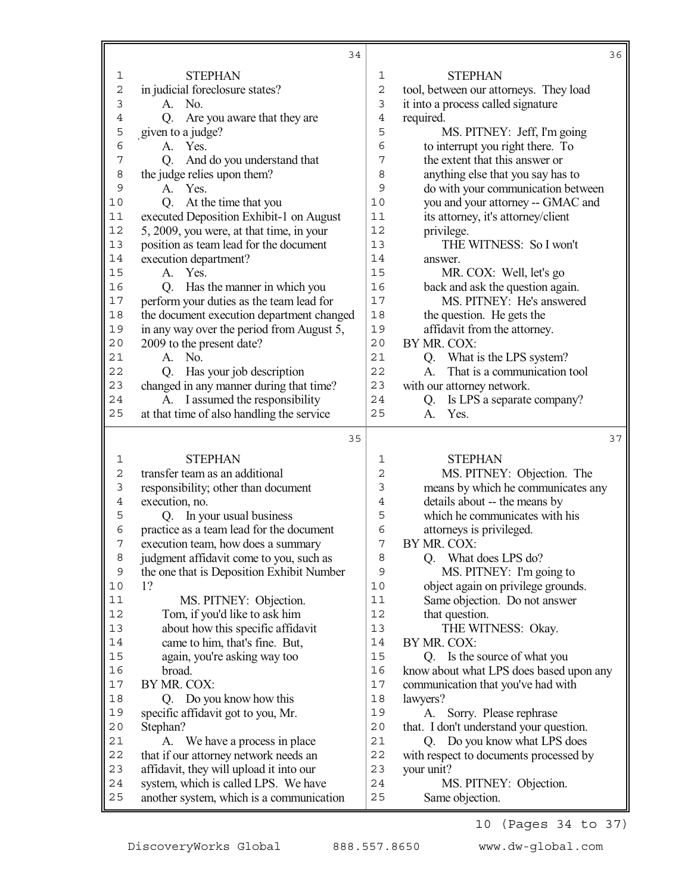## Page 34

STEPHAN

in judicial foreclosure states?

A. No.

Q. Are you aware that they are given to a judge?

A. Yes.

Q. And do you understand that the judge relies upon them?

A. Yes.

Q. At the time that you executed Deposition Exhibit-1 on August 5, 2009, you were, at that time, in your position as team lead for the document execution department?

A. Yes.

Q. Has the manner in which you perform your duties as the team lead for the document execution department changed in any way over the period from August 5, 2009 to the present date?

A. No.

Q. Has your job description changed in any manner during that time?

A. I assumed the responsibility at that time of also handling the service

## Page 35

STEPHAN

transfer team as an additional responsibility; other than document execution, no.

Q. In your usual business practice as a team lead for the document execution team, how does a summary judgment affidavit come to you, such as the one that is Deposition Exhibit Number 1?

MS. PITNEY: Objection. Tom, if you'd like to ask him about how this specific affidavit came to him, that's fine. But, again, you're asking way too broad.

BY MR. COX:

Q. Do you know how this specific affidavit got to you, Mr. Stephan?

A. We have a process in place that if our attorney network needs an affidavit, they will upload it into our system, which is called LPS. We have another system, which is a communication

## Page 36

STEPHAN

tool, between our attorneys. They load it into a process called signature required.

MS. PITNEY: Jeff, I'm going to interrupt you right there. To the extent that this answer or anything else that you say has to do with your communication between you and your attorney -- GMAC and its attorney, it's attorney/client privilege.

THE WITNESS: So I won't answer.

MR. COX: Well, let's go back and ask the question again.

MS. PITNEY: He's answered the question. He gets the affidavit from the attorney.

BY MR. COX:

Q. What is the LPS system?

A. That is a communication tool with our attorney network.

Q. Is LPS a separate company?

A. Yes.

## Page 37

STEPHAN

MS. PITNEY: Objection. The means by which he communicates any details about -- the means by which he communicates with his attorneys is privileged.

BY MR. COX:

Q. What does LPS do?

MS. PITNEY: I'm going to object again on privilege grounds. Same objection. Do not answer that question.

THE WITNESS: Okay.

BY MR. COX:

Q. Is the source of what you know about what LPS does based upon any communication that you've had with lawyers?

A. Sorry. Please rephrase that. I don't understand your question.

Q. Do you know what LPS does with respect to documents processed by your unit?

MS. PITNEY: Objection. Same objection.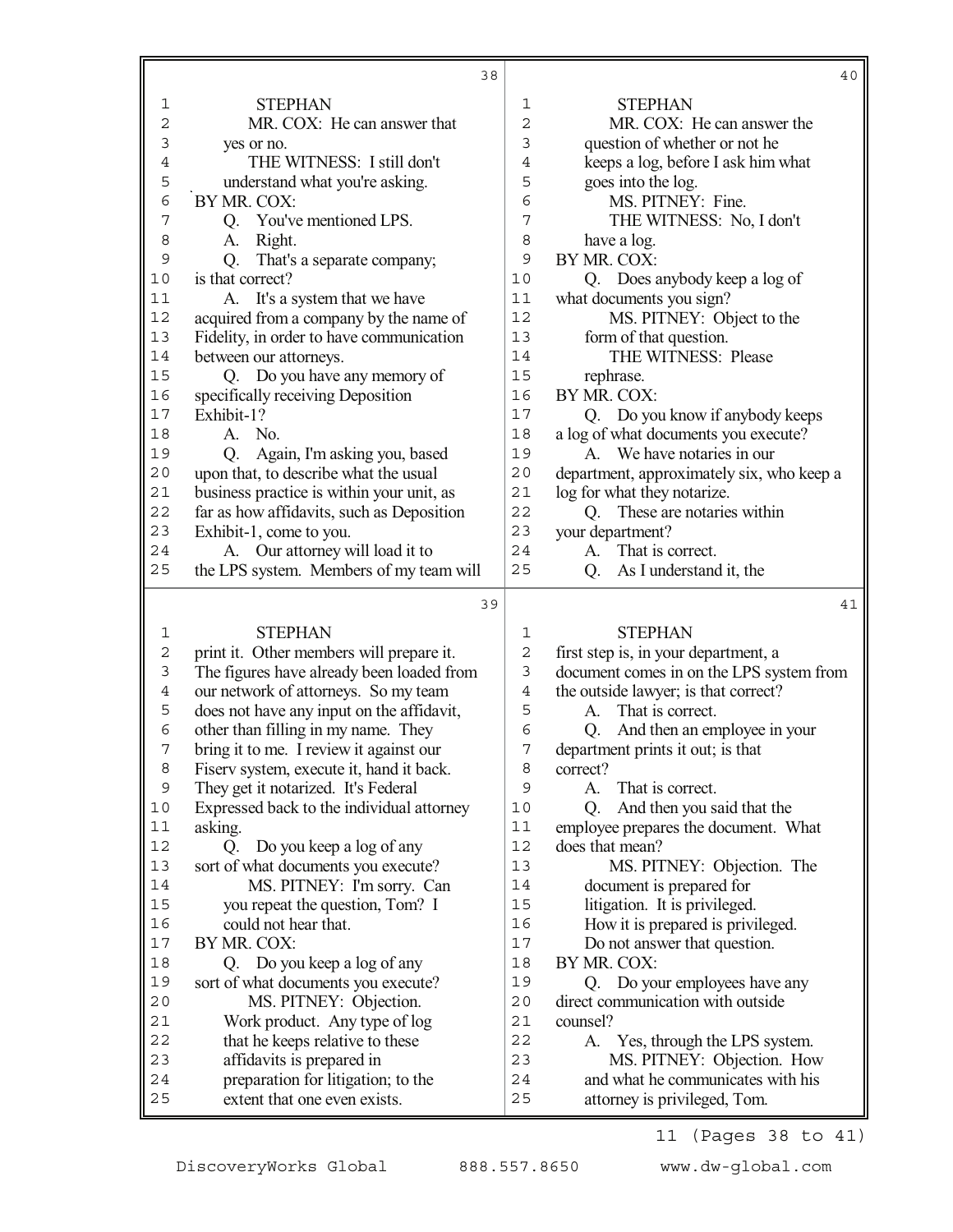STEPHAN

MR. COX: He can answer that yes or no.

THE WITNESS: I still don't understand what you're asking.

BY MR. COX:

Q. You've mentioned LPS.

A. Right.

Q. That's a separate company; is that correct?

A. It's a system that we have acquired from a company by the name of Fidelity, in order to have communication between our attorneys.

Q. Do you have any memory of specifically receiving Deposition Exhibit-1?

A. No.

Q. Again, I'm asking you, based upon that, to describe what the usual business practice is within your unit, as far as how affidavits, such as Deposition Exhibit-1, come to you.

A. Our attorney will load it to the LPS system. Members of my team will print it. Other members will prepare it. The figures have already been loaded from our network of attorneys. So my team does not have any input on the affidavit, other than filling in my name. They bring it to me. I review it against our Fiserv system, execute it, hand it back. They get it notarized. It's Federal Expressed back to the individual attorney asking.

Q. Do you keep a log of any sort of what documents you execute?

MS. PITNEY: I'm sorry. Can you repeat the question, Tom? I could not hear that.

BY MR. COX:

Q. Do you keep a log of any sort of what documents you execute?

MS. PITNEY: Objection. Work product. Any type of log that he keeps relative to these affidavits is prepared in preparation for litigation; to the extent that one even exists.

MR. COX: He can answer the question of whether or not he keeps a log, before I ask him what goes into the log.

MS. PITNEY: Fine.

THE WITNESS: No, I don't have a log.

BY MR. COX:

Q. Does anybody keep a log of what documents you sign?

MS. PITNEY: Object to the form of that question.

THE WITNESS: Please rephrase.

BY MR. COX:

Q. Do you know if anybody keeps a log of what documents you execute?

A. We have notaries in our department, approximately six, who keep a log for what they notarize.

Q. These are notaries within your department?

A. That is correct.

Q. As I understand it, the first step is, in your department, a document comes in on the LPS system from the outside lawyer; is that correct?

A. That is correct.

Q. And then an employee in your department prints it out; is that correct?

A. That is correct.

Q. And then you said that the employee prepares the document. What does that mean?

MS. PITNEY: Objection. The document is prepared for litigation. It is privileged. How it is prepared is privileged. Do not answer that question.

BY MR. COX:

Q. Do your employees have any direct communication with outside counsel?

A. Yes, through the LPS system.

MS. PITNEY: Objection. How and what he communicates with his attorney is privileged, Tom.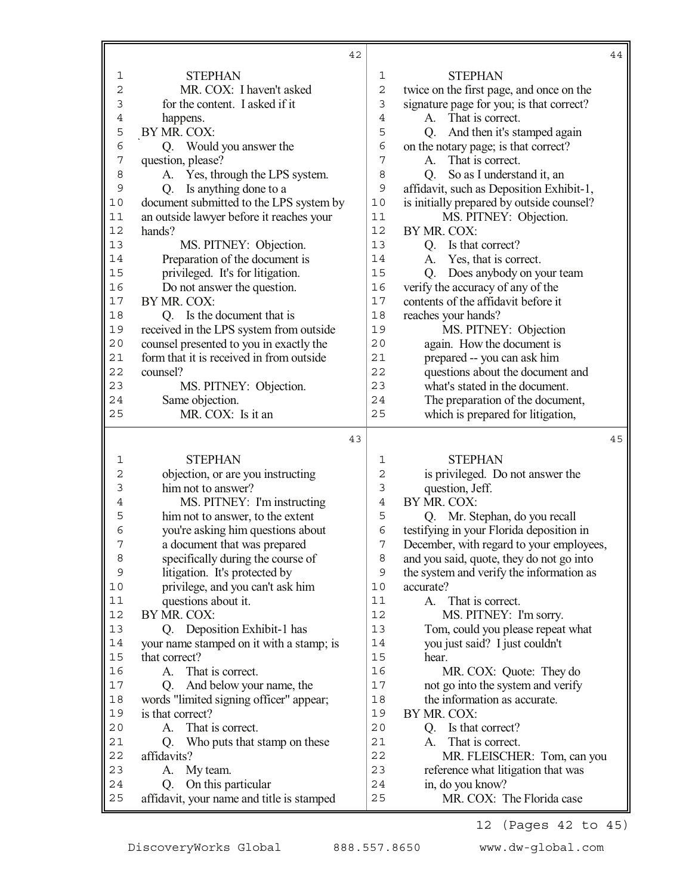STEPHAN

MR. COX: I haven't asked for the content. I asked if it happens.

BY MR. COX:

Q. Would you answer the question, please?

A. Yes, through the LPS system.

Q. Is anything done to a document submitted to the LPS system by an outside lawyer before it reaches your hands?

MS. PITNEY: Objection. Preparation of the document is privileged. It's for litigation. Do not answer the question.

BY MR. COX:

Q. Is the document that is received in the LPS system from outside counsel presented to you in exactly the form that it is received in from outside counsel?

MS. PITNEY: Objection. Same objection.

MR. COX: Is it an objection, or are you instructing him not to answer?

MS. PITNEY: I'm instructing him not to answer, to the extent you're asking him questions about a document that was prepared specifically during the course of litigation. It's protected by privilege, and you can't ask him questions about it.

BY MR. COX:

Q. Deposition Exhibit-1 has your name stamped on it with a stamp; is that correct?

A. That is correct.

Q. And below your name, the words "limited signing officer" appear; is that correct?

A. That is correct.

Q. Who puts that stamp on these affidavits?

A. My team.

Q. On this particular affidavit, your name and title is stamped twice on the first page, and once on the signature page for you; is that correct?

A. That is correct.

Q. And then it's stamped again on the notary page; is that correct?

A. That is correct.

Q. So as I understand it, an affidavit, such as Deposition Exhibit-1, is initially prepared by outside counsel?

MS. PITNEY: Objection.

BY MR. COX:

Q. Is that correct?

A. Yes, that is correct.

Q. Does anybody on your team verify the accuracy of any of the contents of the affidavit before it reaches your hands?

MS. PITNEY: Objection again. How the document is prepared -- you can ask him questions about the document and what's stated in the document. The preparation of the document, which is prepared for litigation, is privileged. Do not answer the question, Jeff.

BY MR. COX:

Q. Mr. Stephan, do you recall testifying in your Florida deposition in December, with regard to your employees, and you said, quote, they do not go into the system and verify the information as accurate?

A. That is correct.

MS. PITNEY: I'm sorry. Tom, could you please repeat what you just said? I just couldn't hear.

MR. COX: Quote: They do not go into the system and verify the information as accurate.

BY MR. COX:

Q. Is that correct?

A. That is correct.

MR. FLEISCHER: Tom, can you reference what litigation that was in, do you know?

MR. COX: The Florida case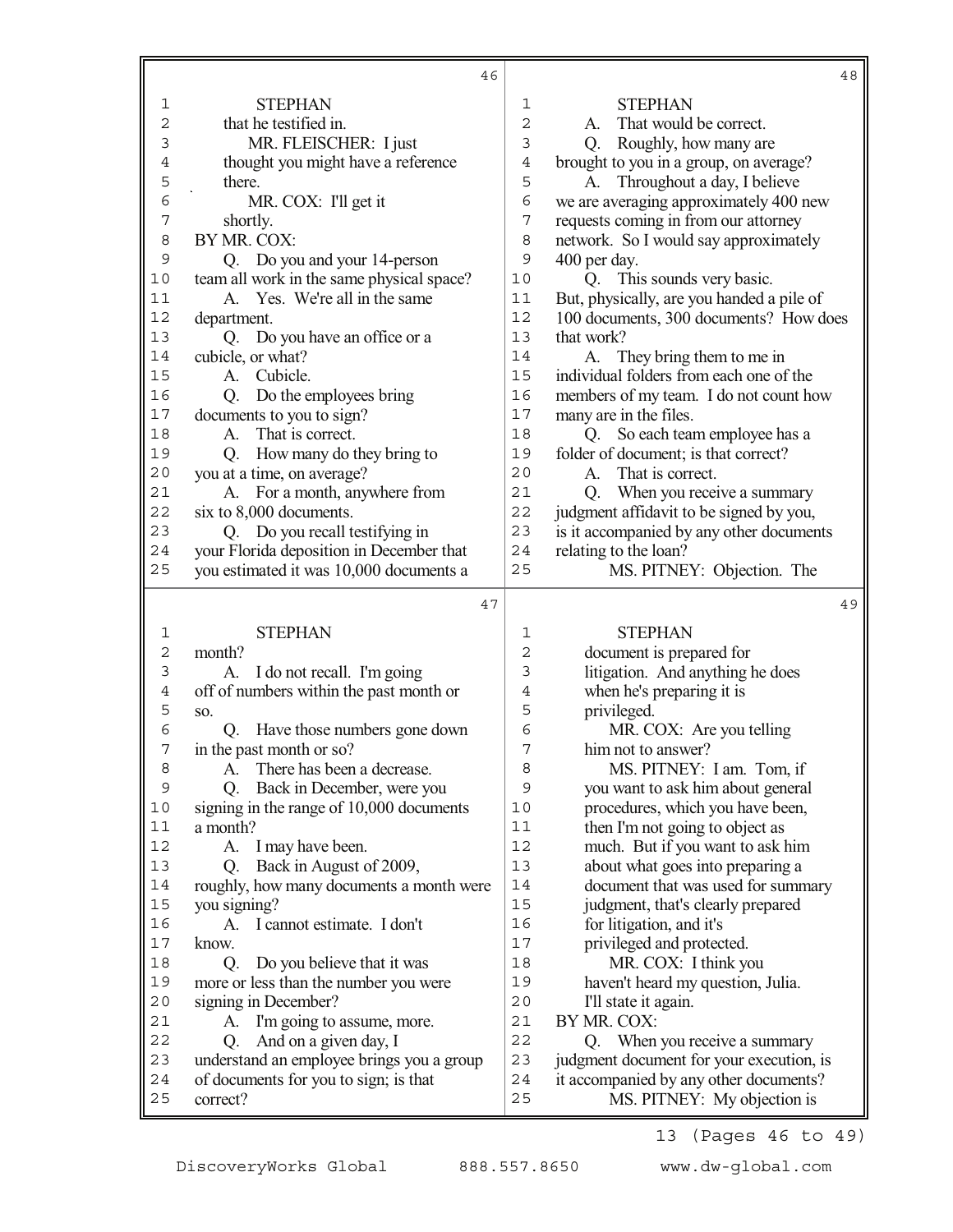STEPHAN

that he testified in.

MR. FLEISCHER: I just thought you might have a reference there.

MR. COX: I'll get it shortly.

BY MR. COX:

Q. Do you and your 14-person team all work in the same physical space?

A. Yes. We're all in the same department.

Q. Do you have an office or a cubicle, or what?

A. Cubicle.

Q. Do the employees bring documents to you to sign?

A. That is correct.

Q. How many do they bring to you at a time, on average?

A. For a month, anywhere from six to 8,000 documents.

Q. Do you recall testifying in your Florida deposition in December that you estimated it was 10,000 documents a month?

A. I do not recall. I'm going off of numbers within the past month or so.

Q. Have those numbers gone down in the past month or so?

A. There has been a decrease.

Q. Back in December, were you signing in the range of 10,000 documents a month?

A. I may have been.

Q. Back in August of 2009, roughly, how many documents a month were you signing?

A. I cannot estimate. I don't know.

Q. Do you believe that it was more or less than the number you were signing in December?

A. I'm going to assume, more.

Q. And on a given day, I understand an employee brings you a group of documents for you to sign; is that correct?

A. That would be correct.

Q. Roughly, how many are brought to you in a group, on average?

A. Throughout a day, I believe we are averaging approximately 400 new requests coming in from our attorney network. So I would say approximately 400 per day.

Q. This sounds very basic. But, physically, are you handed a pile of 100 documents, 300 documents? How does that work?

A. They bring them to me in individual folders from each one of the members of my team. I do not count how many are in the files.

Q. So each team employee has a folder of document; is that correct?

A. That is correct.

Q. When you receive a summary judgment affidavit to be signed by you, is it accompanied by any other documents relating to the loan?

MS. PITNEY: Objection. The document is prepared for litigation. And anything he does when he's preparing it is privileged.

MR. COX: Are you telling him not to answer?

MS. PITNEY: I am. Tom, if you want to ask him about general procedures, which you have been, then I'm not going to object as much. But if you want to ask him about what goes into preparing a document that was used for summary judgment, that's clearly prepared for litigation, and it's privileged and protected.

MR. COX: I think you haven't heard my question, Julia. I'll state it again.

BY MR. COX:

Q. When you receive a summary judgment document for your execution, is it accompanied by any other documents?

MS. PITNEY: My objection is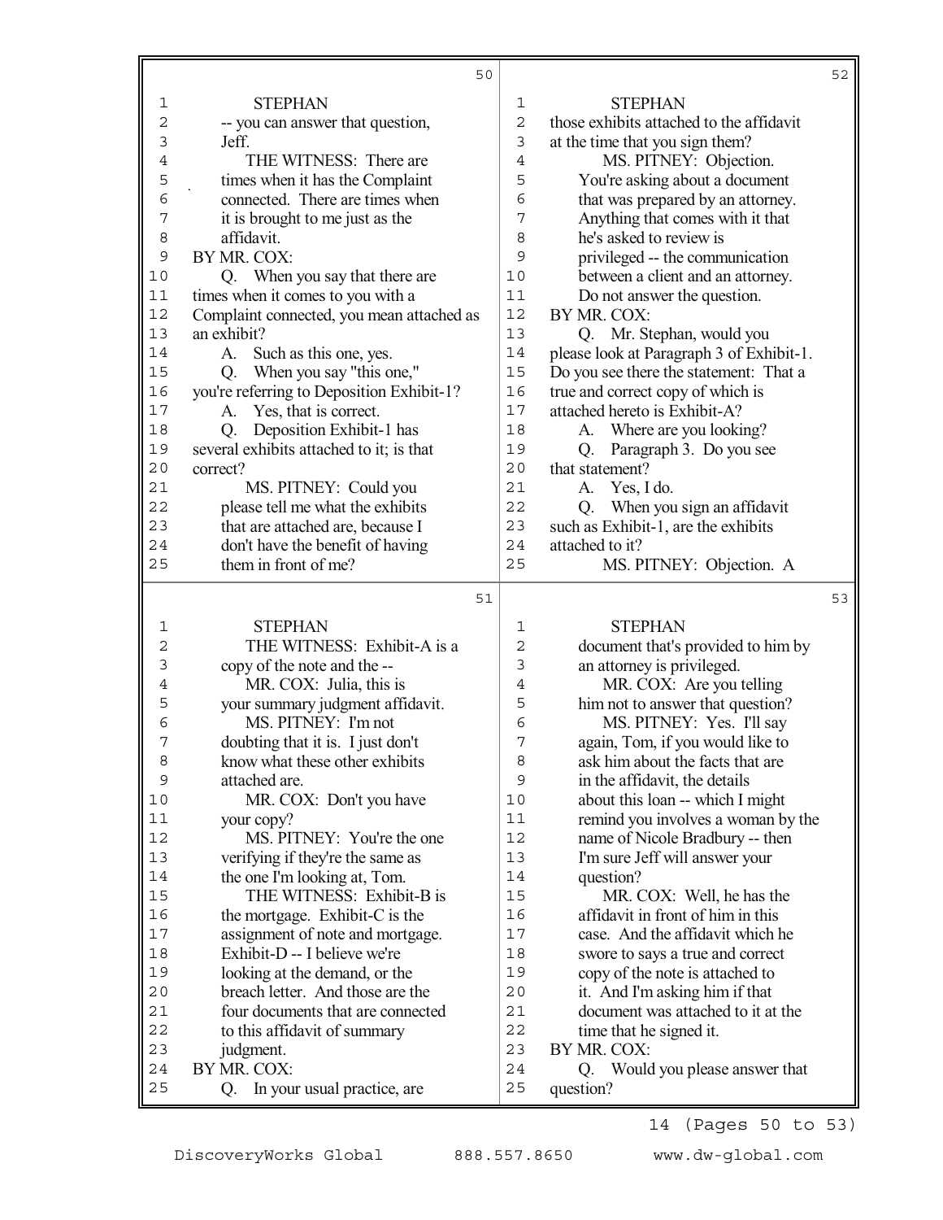STEPHAN

-- you can answer that question, Jeff.

THE WITNESS: There are times when it has the Complaint connected. There are times when it is brought to me just as the affidavit.

BY MR. COX:

Q. When you say that there are times when it comes to you with a Complaint connected, you mean attached as an exhibit?

A. Such as this one, yes.

Q. When you say "this one," you're referring to Deposition Exhibit-1?

A. Yes, that is correct.

Q. Deposition Exhibit-1 has several exhibits attached to it; is that correct?

MS. PITNEY: Could you please tell me what the exhibits that are attached are, because I don't have the benefit of having them in front of me?

STEPHAN

THE WITNESS: Exhibit-A is a copy of the note and the --

MR. COX: Julia, this is your summary judgment affidavit.

MS. PITNEY: I'm not doubting that it is. I just don't know what these other exhibits attached are.

MR. COX: Don't you have your copy?

MS. PITNEY: You're the one verifying if they're the same as the one I'm looking at, Tom.

THE WITNESS: Exhibit-B is the mortgage. Exhibit-C is the assignment of note and mortgage. Exhibit-D -- I believe we're looking at the demand, or the breach letter. And those are the four documents that are connected to this affidavit of summary judgment.

BY MR. COX:

Q. In your usual practice, are

STEPHAN

those exhibits attached to the affidavit at the time that you sign them?

MS. PITNEY: Objection. You're asking about a document that was prepared by an attorney. Anything that comes with it that he's asked to review is privileged -- the communication between a client and an attorney. Do not answer the question.

BY MR. COX:

Q. Mr. Stephan, would you please look at Paragraph 3 of Exhibit-1. Do you see there the statement: That a true and correct copy of which is attached hereto is Exhibit-A?

A. Where are you looking?

Q. Paragraph 3. Do you see that statement?

A. Yes, I do.

Q. When you sign an affidavit such as Exhibit-1, are the exhibits attached to it?

MS. PITNEY: Objection. A

STEPHAN

document that's provided to him by an attorney is privileged.

MR. COX: Are you telling him not to answer that question?

MS. PITNEY: Yes. I'll say again, Tom, if you would like to ask him about the facts that are in the affidavit, the details about this loan -- which I might remind you involves a woman by the name of Nicole Bradbury -- then I'm sure Jeff will answer your question?

MR. COX: Well, he has the affidavit in front of him in this case. And the affidavit which he swore to says a true and correct copy of the note is attached to it. And I'm asking him if that document was attached to it at the time that he signed it.

BY MR. COX:

Q. Would you please answer that question?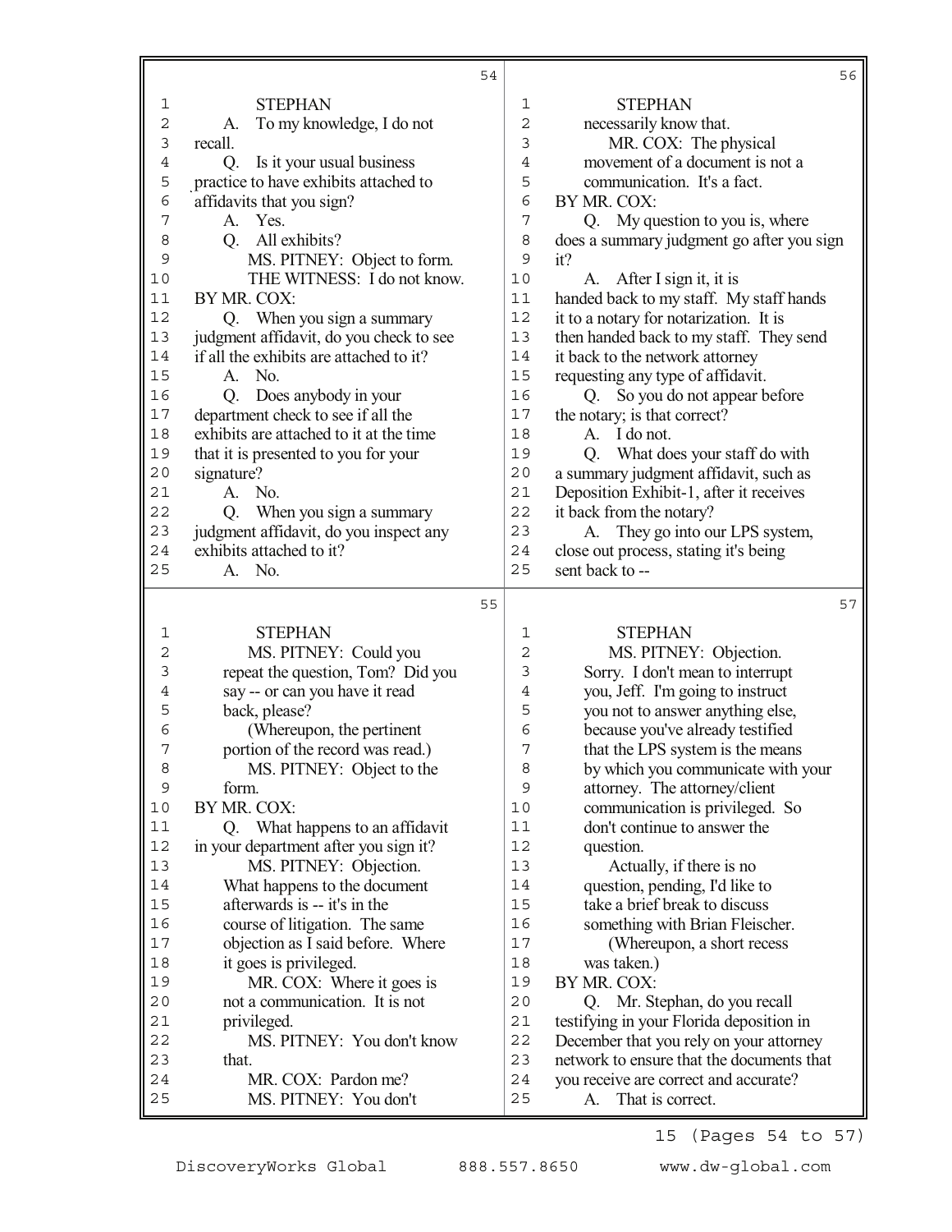STEPHAN

A. To my knowledge, I do not recall.

Q. Is it your usual business practice to have exhibits attached to affidavits that you sign?

A. Yes.

Q. All exhibits?

MS. PITNEY: Object to form.

THE WITNESS: I do not know.

BY MR. COX:

Q. When you sign a summary judgment affidavit, do you check to see if all the exhibits are attached to it?

A. No.

Q. Does anybody in your department check to see if all the exhibits are attached to it at the time that it is presented to you for your signature?

A. No.

Q. When you sign a summary judgment affidavit, do you inspect any exhibits attached to it?

A. No.

STEPHAN

MS. PITNEY: Could you repeat the question, Tom? Did you say -- or can you have it read back, please?

(Whereupon, the pertinent portion of the record was read.)

MS. PITNEY: Object to the form.

BY MR. COX:

Q. What happens to an affidavit in your department after you sign it?

MS. PITNEY: Objection. What happens to the document afterwards is -- it's in the course of litigation. The same objection as I said before. Where it goes is privileged.

MR. COX: Where it goes is not a communication. It is not privileged.

MS. PITNEY: You don't know that.

MR. COX: Pardon me?

MS. PITNEY: You don't

STEPHAN

necessarily know that.

MR. COX: The physical movement of a document is not a communication. It's a fact.

BY MR. COX:

Q. My question to you is, where does a summary judgment go after you sign it?

A. After I sign it, it is handed back to my staff. My staff hands it to a notary for notarization. It is then handed back to my staff. They send it back to the network attorney requesting any type of affidavit.

Q. So you do not appear before the notary; is that correct?

A. I do not.

Q. What does your staff do with a summary judgment affidavit, such as Deposition Exhibit-1, after it receives it back from the notary?

A. They go into our LPS system, close out process, stating it's being sent back to --

STEPHAN

MS. PITNEY: Objection. Sorry. I don't mean to interrupt you, Jeff. I'm going to instruct you not to answer anything else, because you've already testified that the LPS system is the means by which you communicate with your attorney. The attorney/client communication is privileged. So don't continue to answer the question.

Actually, if there is no question, pending, I'd like to take a brief break to discuss something with Brian Fleischer.

(Whereupon, a short recess was taken.)

BY MR. COX:

Q. Mr. Stephan, do you recall testifying in your Florida deposition in December that you rely on your attorney network to ensure that the documents that you receive are correct and accurate?

A. That is correct.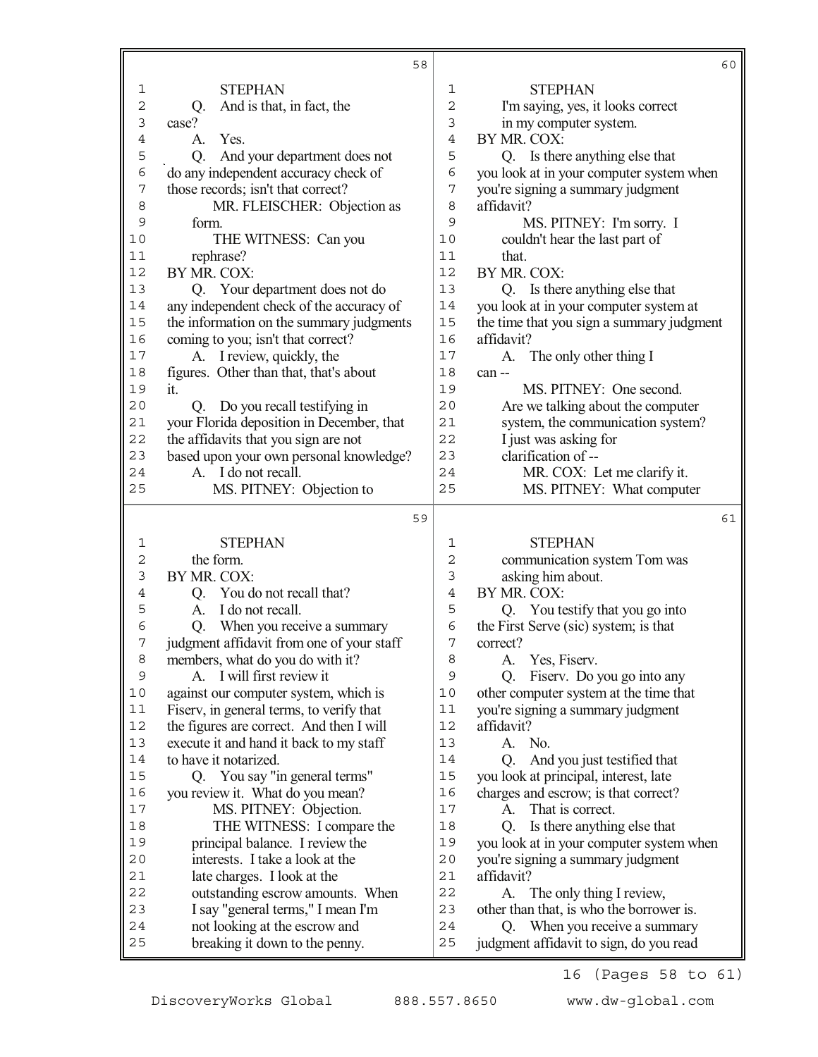STEPHAN

Q. And is that, in fact, the case?

A. Yes.

Q. And your department does not do any independent accuracy check of those records; isn't that correct?

MR. FLEISCHER: Objection as form.

THE WITNESS: Can you rephrase?

BY MR. COX:

Q. Your department does not do any independent check of the accuracy of the information on the summary judgments coming to you; isn't that correct?

A. I review, quickly, the figures. Other than that, that's about it.

Q. Do you recall testifying in your Florida deposition in December, that the affidavits that you sign are not based upon your own personal knowledge?

A. I do not recall.

MS. PITNEY: Objection to the form.

BY MR. COX:

Q. You do not recall that?

A. I do not recall.

Q. When you receive a summary judgment affidavit from one of your staff members, what do you do with it?

A. I will first review it against our computer system, which is Fiserv, in general terms, to verify that the figures are correct. And then I will execute it and hand it back to my staff to have it notarized.

Q. You say "in general terms" you review it. What do you mean?

MS. PITNEY: Objection.

THE WITNESS: I compare the principal balance. I review the interests. I take a look at the late charges. I look at the outstanding escrow amounts. When I say "general terms," I mean I'm not looking at the escrow and breaking it down to the penny.

I'm saying, yes, it looks correct in my computer system.

BY MR. COX:

Q. Is there anything else that you look at in your computer system when you're signing a summary judgment affidavit?

MS. PITNEY: I'm sorry. I couldn't hear the last part of that.

BY MR. COX:

Q. Is there anything else that you look at in your computer system at the time that you sign a summary judgment affidavit?

A. The only other thing I can --

MS. PITNEY: One second. Are we talking about the computer system, the communication system? I just was asking for clarification of --

MR. COX: Let me clarify it.

MS. PITNEY: What computer communication system Tom was asking him about.

BY MR. COX:

Q. You testify that you go into the First Serve (sic) system; is that correct?

A. Yes, Fiserv.

Q. Fiserv. Do you go into any other computer system at the time that you're signing a summary judgment affidavit?

A. No.

Q. And you just testified that you look at principal, interest, late charges and escrow; is that correct?

A. That is correct.

Q. Is there anything else that you look at in your computer system when you're signing a summary judgment affidavit?

A. The only thing I review, other than that, is who the borrower is.

Q. When you receive a summary judgment affidavit to sign, do you read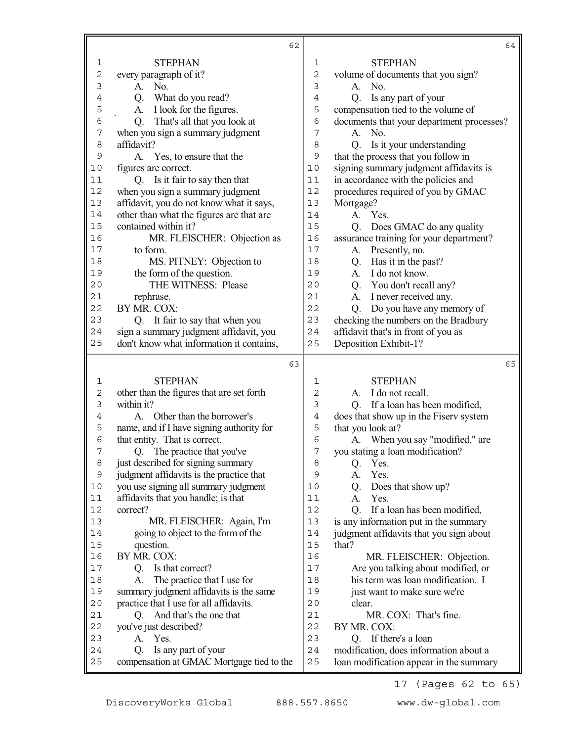## Page 62

STEPHAN

every paragraph of it?

A. No.

Q. What do you read?

A. I look for the figures.

Q. That's all that you look at when you sign a summary judgment affidavit?

A. Yes, to ensure that the figures are correct.

Q. Is it fair to say then that when you sign a summary judgment affidavit, you do not know what it says, other than what the figures are that are contained within it?

MR. FLEISCHER: Objection as to form.

MS. PITNEY: Objection to the form of the question.

THE WITNESS: Please rephrase.

BY MR. COX:

Q. It fair to say that when you sign a summary judgment affidavit, you don't know what information it contains,

## Page 63

STEPHAN

other than the figures that are set forth within it?

A. Other than the borrower's name, and if I have signing authority for that entity. That is correct.

Q. The practice that you've just described for signing summary judgment affidavits is the practice that you use signing all summary judgment affidavits that you handle; is that correct?

MR. FLEISCHER: Again, I'm going to object to the form of the question.

BY MR. COX:

Q. Is that correct?

A. The practice that I use for summary judgment affidavits is the same practice that I use for all affidavits.

Q. And that's the one that you've just described?

A. Yes.

Q. Is any part of your compensation at GMAC Mortgage tied to the

## Page 64

STEPHAN

volume of documents that you sign?

A. No.

Q. Is any part of your compensation tied to the volume of documents that your department processes?

A. No.

Q. Is it your understanding that the process that you follow in signing summary judgment affidavits is in accordance with the policies and procedures required of you by GMAC Mortgage?

A. Yes.

Q. Does GMAC do any quality assurance training for your department?

A. Presently, no.

Q. Has it in the past?

A. I do not know.

Q. You don't recall any?

A. I never received any.

Q. Do you have any memory of checking the numbers on the Bradbury affidavit that's in front of you as Deposition Exhibit-1?

## Page 65

STEPHAN

A. I do not recall.

Q. If a loan has been modified, does that show up in the Fiserv system that you look at?

A. When you say "modified," are you stating a loan modification?

Q. Yes.

A. Yes.

Q. Does that show up?

A. Yes.

Q. If a loan has been modified, is any information put in the summary judgment affidavits that you sign about that?

MR. FLEISCHER: Objection. Are you talking about modified, or his term was loan modification. I just want to make sure we're clear.

MR. COX: That's fine.

BY MR. COX:

Q. If there's a loan modification, does information about a loan modification appear in the summary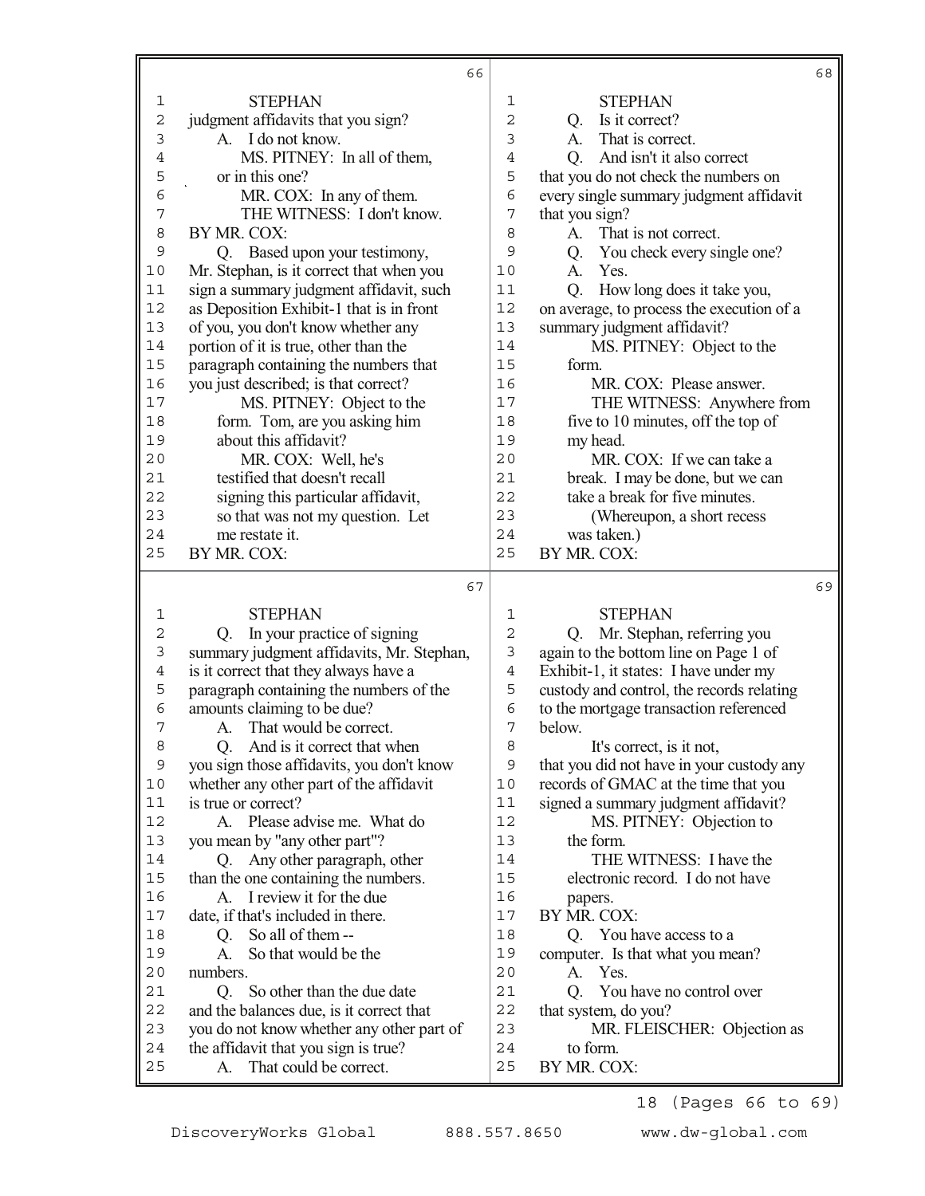STEPHAN

judgment affidavits that you sign?

A. I do not know.

MS. PITNEY: In all of them, or in this one?

MR. COX: In any of them.

THE WITNESS: I don't know.

BY MR. COX:

Q. Based upon your testimony, Mr. Stephan, is it correct that when you sign a summary judgment affidavit, such as Deposition Exhibit-1 that is in front of you, you don't know whether any portion of it is true, other than the paragraph containing the numbers that you just described; is that correct?

MS. PITNEY: Object to the form. Tom, are you asking him about this affidavit?

MR. COX: Well, he's testified that doesn't recall signing this particular affidavit, so that was not my question. Let me restate it.

BY MR. COX:

STEPHAN

Q. In your practice of signing summary judgment affidavits, Mr. Stephan, is it correct that they always have a paragraph containing the numbers of the amounts claiming to be due?

A. That would be correct.

Q. And is it correct that when you sign those affidavits, you don't know whether any other part of the affidavit is true or correct?

A. Please advise me. What do you mean by "any other part"?

Q. Any other paragraph, other than the one containing the numbers.

A. I review it for the due date, if that's included in there.

Q. So all of them --

A. So that would be the numbers.

Q. So other than the due date and the balances due, is it correct that you do not know whether any other part of the affidavit that you sign is true?

A. That could be correct.

STEPHAN

Q. Is it correct?

A. That is correct.

Q. And isn't it also correct that you do not check the numbers on every single summary judgment affidavit that you sign?

A. That is not correct.

Q. You check every single one?

A. Yes.

Q. How long does it take you, on average, to process the execution of a summary judgment affidavit?

MS. PITNEY: Object to the form.

MR. COX: Please answer.

THE WITNESS: Anywhere from five to 10 minutes, off the top of my head.

MR. COX: If we can take a break. I may be done, but we can take a break for five minutes.

(Whereupon, a short recess was taken.)

BY MR. COX:

STEPHAN

Q. Mr. Stephan, referring you again to the bottom line on Page 1 of Exhibit-1, it states: I have under my custody and control, the records relating to the mortgage transaction referenced below.

It's correct, is it not, that you did not have in your custody any records of GMAC at the time that you signed a summary judgment affidavit?

MS. PITNEY: Objection to the form.

THE WITNESS: I have the electronic record. I do not have papers.

BY MR. COX:

Q. You have access to a computer. Is that what you mean?

A. Yes.

Q. You have no control over that system, do you?

MR. FLEISCHER: Objection as to form.

BY MR. COX: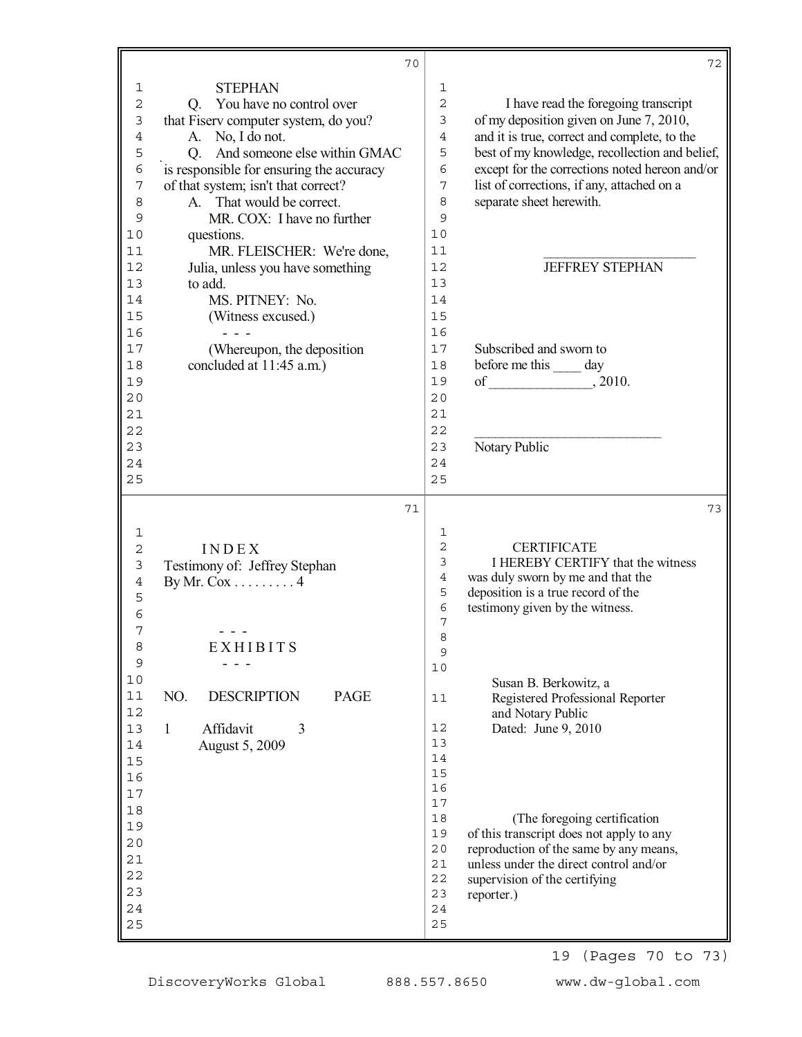STEPHAN

Q. You have no control over that Fiserv computer system, do you?

A. No, I do not.

Q. And someone else within GMAC is responsible for ensuring the accuracy of that system; isn't that correct?

A. That would be correct.

MR. COX: I have no further questions.

MR. FLEISCHER: We're done, Julia, unless you have something to add.

MS. PITNEY: No.

(Witness excused.)

\- - -

(Whereupon, the deposition concluded at 11:45 a.m.)

I N D E X

Testimony of: Jeffrey Stephan

By Mr. Cox . . . . . . . . . 4

\- - -

E X H I B I T S

\- - -

| NO. | DESCRIPTION | PAGE |
|---|---|---|
| 1 | Affidavit August 5, 2009 | 3 |

I have read the foregoing transcript of my deposition given on June 7, 2010, and it is true, correct and complete, to the best of my knowledge, recollection and belief, except for the corrections noted hereon and/or list of corrections, if any, attached on a separate sheet herewith.

\_\_\_\_\_\_\_\_\_\_\_\_\_\_\_\_\_\_\_\_\_\_\_\_

JEFFREY STEPHAN

Subscribed and sworn to before me this \_\_\_\_ day of \_\_\_\_\_\_\_\_\_\_\_\_\_\_\_, 2010.

\_\_\_\_\_\_\_\_\_\_\_\_\_\_\_\_\_\_\_\_\_\_\_\_\_\_\_\_

Notary Public

CERTIFICATE

I HEREBY CERTIFY that the witness was duly sworn by me and that the deposition is a true record of the testimony given by the witness.

Susan B. Berkowitz, a
Registered Professional Reporter
and Notary Public
Dated: June 9, 2010

(The foregoing certification of this transcript does not apply to any reproduction of the same by any means, unless under the direct control and/or supervision of the certifying reporter.)